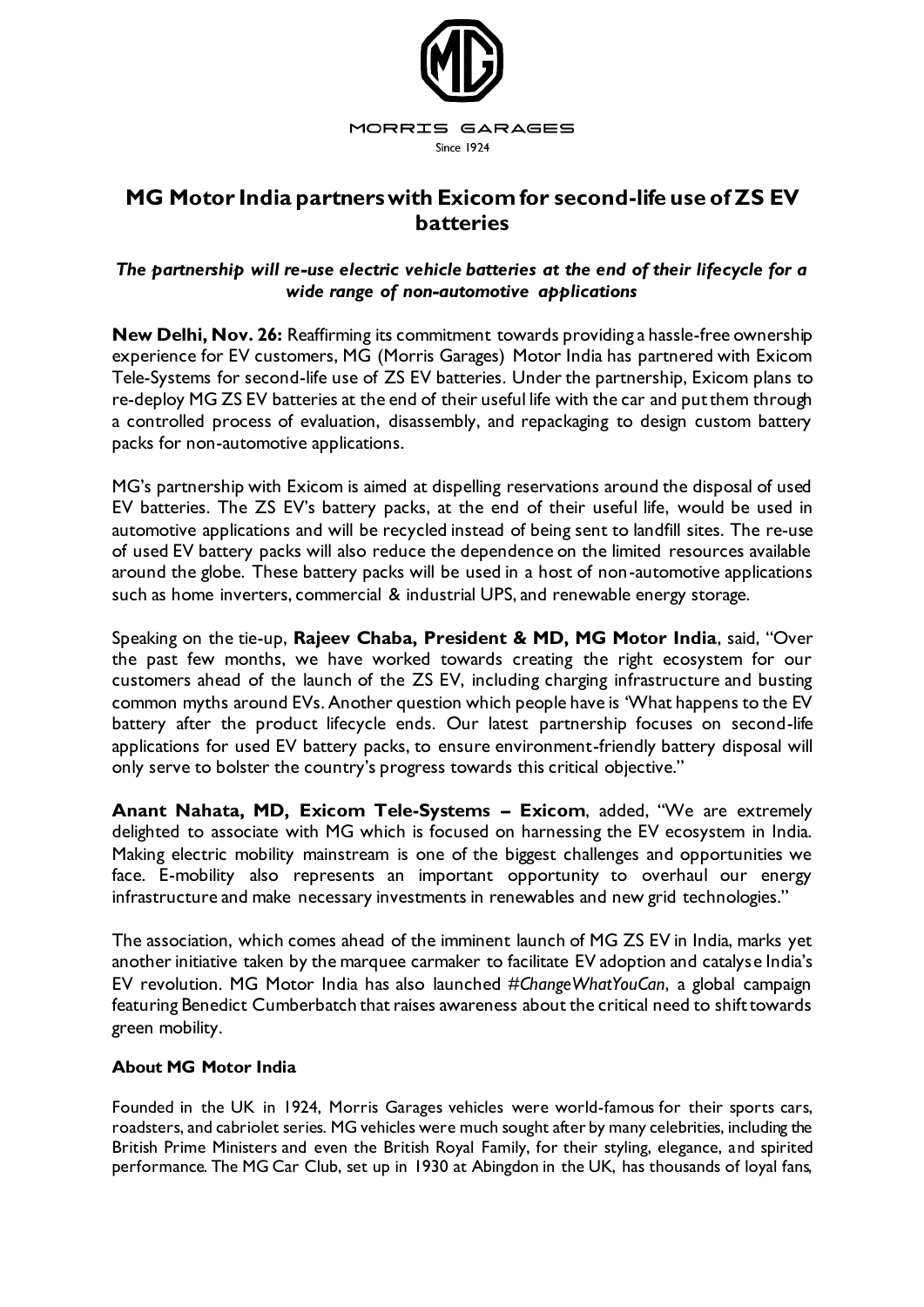MORRIS GARAGES

Since 1924

# MG Motor India partners with Exicom for second-life use of ZS EV batteries

***The partnership will re-use electric vehicle batteries at the end of their lifecycle for a wide range of non-automotive applications***

**New Delhi, Nov. 26:** Reaffirming its commitment towards providing a hassle-free ownership experience for EV customers, MG (Morris Garages) Motor India has partnered with Exicom Tele-Systems for second-life use of ZS EV batteries. Under the partnership, Exicom plans to re-deploy MG ZS EV batteries at the end of their useful life with the car and put them through a controlled process of evaluation, disassembly, and repackaging to design custom battery packs for non-automotive applications.

MG's partnership with Exicom is aimed at dispelling reservations around the disposal of used EV batteries. The ZS EV's battery packs, at the end of their useful life, would be used in automotive applications and will be recycled instead of being sent to landfill sites. The re-use of used EV battery packs will also reduce the dependence on the limited resources available around the globe. These battery packs will be used in a host of non-automotive applications such as home inverters, commercial & industrial UPS, and renewable energy storage.

Speaking on the tie-up, **Rajeev Chaba, President & MD, MG Motor India**, said, "Over the past few months, we have worked towards creating the right ecosystem for our customers ahead of the launch of the ZS EV, including charging infrastructure and busting common myths around EVs. Another question which people have is 'What happens to the EV battery after the product lifecycle ends. Our latest partnership focuses on second-life applications for used EV battery packs, to ensure environment-friendly battery disposal will only serve to bolster the country's progress towards this critical objective."

**Anant Nahata, MD, Exicom Tele-Systems – Exicom**, added, "We are extremely delighted to associate with MG which is focused on harnessing the EV ecosystem in India. Making electric mobility mainstream is one of the biggest challenges and opportunities we face. E-mobility also represents an important opportunity to overhaul our energy infrastructure and make necessary investments in renewables and new grid technologies."

The association, which comes ahead of the imminent launch of MG ZS EV in India, marks yet another initiative taken by the marquee carmaker to facilitate EV adoption and catalyse India's EV revolution. MG Motor India has also launched *#ChangeWhatYouCan*, a global campaign featuring Benedict Cumberbatch that raises awareness about the critical need to shift towards green mobility.

**About MG Motor India**

Founded in the UK in 1924, Morris Garages vehicles were world-famous for their sports cars, roadsters, and cabriolet series. MG vehicles were much sought after by many celebrities, including the British Prime Ministers and even the British Royal Family, for their styling, elegance, and spirited performance. The MG Car Club, set up in 1930 at Abingdon in the UK, has thousands of loyal fans,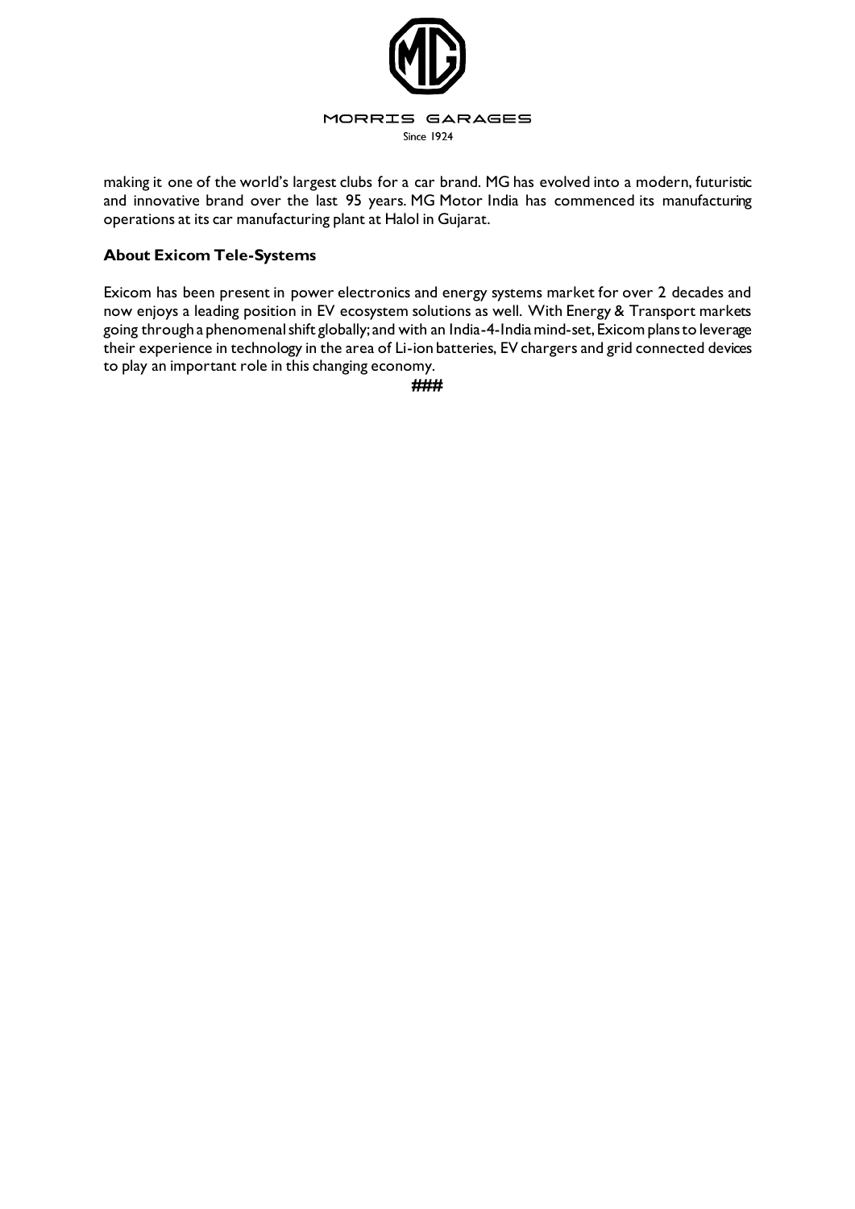making it one of the world's largest clubs for a car brand. MG has evolved into a modern, futuristic and innovative brand over the last 95 years. MG Motor India has commenced its manufacturing operations at its car manufacturing plant at Halol in Gujarat.

**About Exicom Tele-Systems**

Exicom has been present in power electronics and energy systems market for over 2 decades and now enjoys a leading position in EV ecosystem solutions as well. With Energy & Transport markets going through a phenomenal shift globally; and with an India-4-India mind-set, Exicom plans to leverage their experience in technology in the area of Li-ion batteries, EV chargers and grid connected devices to play an important role in this changing economy.

###